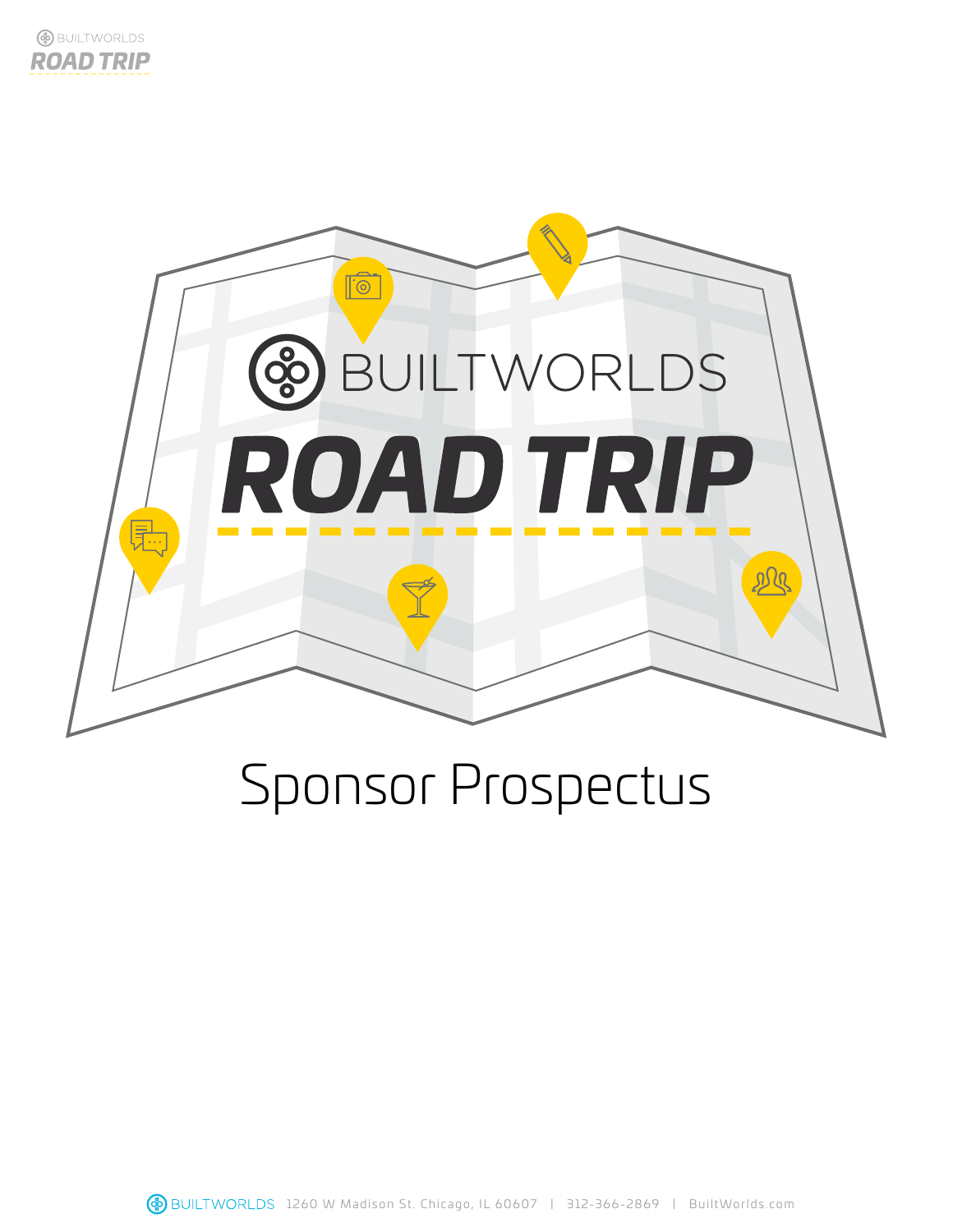# BUILTWORLDS ROAD TRIP

## Sponsor Prospectus

BUILTWORLDS 1260 W Madison St. Chicago, IL 60607 | 312-366-2869 | BuiltWorlds.com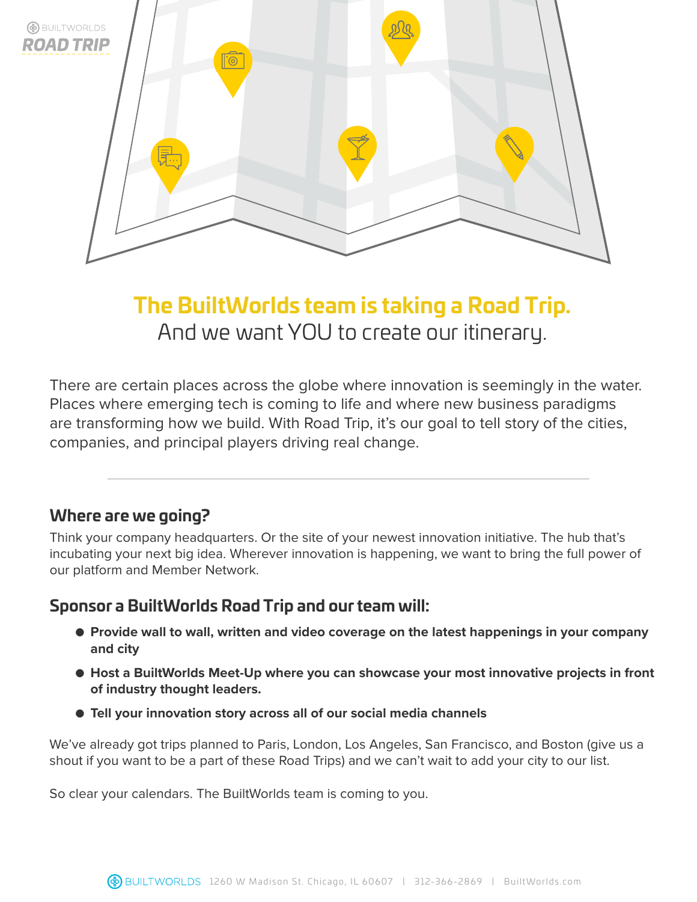BUILTWORLDS ROAD TRIP

# The BuiltWorlds team is taking a Road Trip.

And we want YOU to create our itinerary.

There are certain places across the globe where innovation is seemingly in the water. Places where emerging tech is coming to life and where new business paradigms are transforming how we build. With Road Trip, it's our goal to tell story of the cities, companies, and principal players driving real change.

---

## Where are we going?

Think your company headquarters. Or the site of your newest innovation initiative. The hub that's incubating your next big idea. Wherever innovation is happening, we want to bring the full power of our platform and Member Network.

## Sponsor a BuiltWorlds Road Trip and our team will:

- **Provide wall to wall, written and video coverage on the latest happenings in your company and city**
- **Host a BuiltWorlds Meet-Up where you can showcase your most innovative projects in front of industry thought leaders.**
- **Tell your innovation story across all of our social media channels**

We've already got trips planned to Paris, London, Los Angeles, San Francisco, and Boston (give us a shout if you want to be a part of these Road Trips) and we can't wait to add your city to our list.

So clear your calendars. The BuiltWorlds team is coming to you.

BUILTWORLDS 1260 W Madison St. Chicago, IL 60607 | 312-366-2869 | BuiltWorlds.com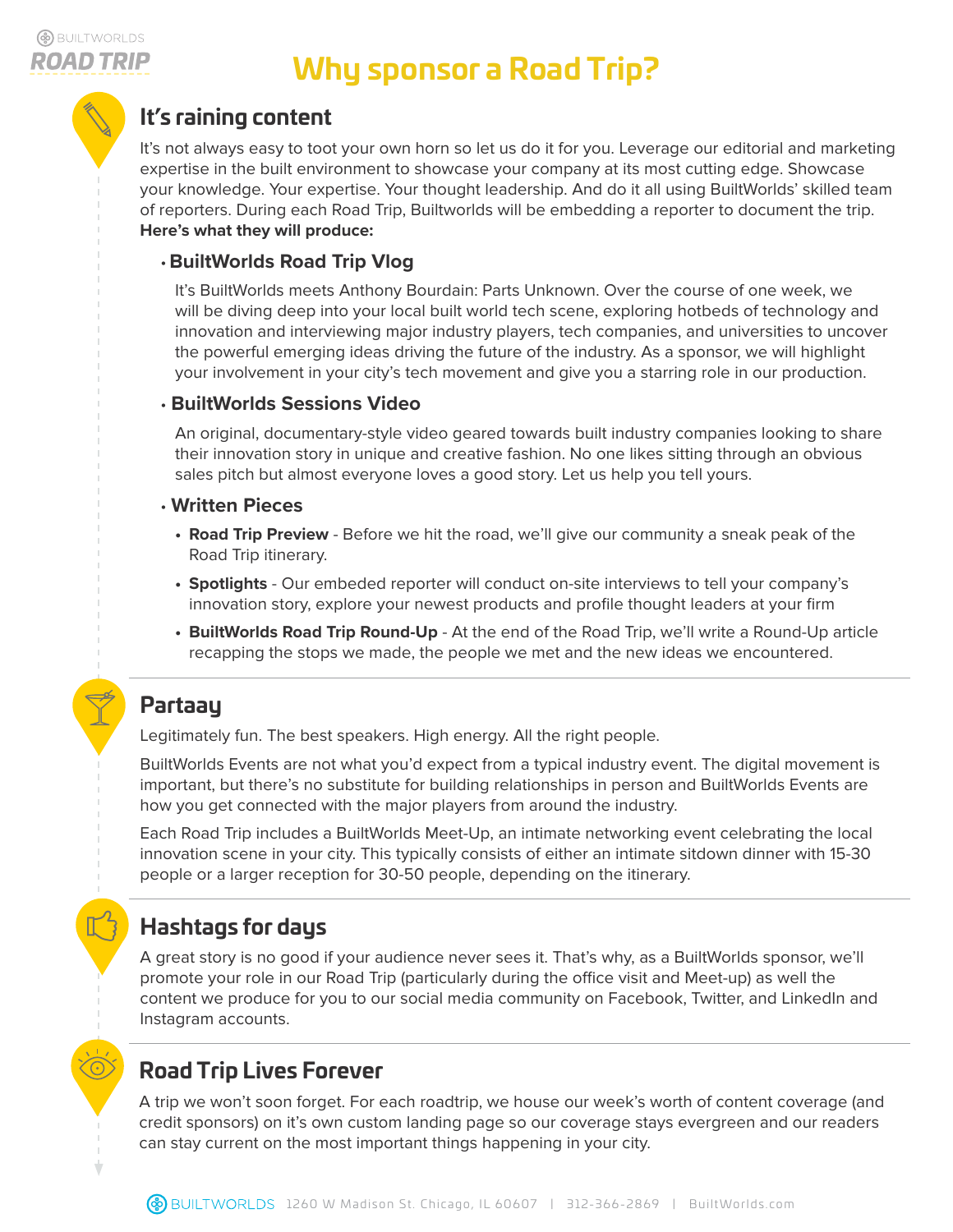# Why sponsor a Road Trip?

## It's raining content

It's not always easy to toot your own horn so let us do it for you. Leverage our editorial and marketing expertise in the built environment to showcase your company at its most cutting edge. Showcase your knowledge. Your expertise. Your thought leadership. And do it all using BuiltWorlds' skilled team of reporters. During each Road Trip, Builtworlds will be embedding a reporter to document the trip. **Here's what they will produce:**

- **BuiltWorlds Road Trip Vlog**

  It's BuiltWorlds meets Anthony Bourdain: Parts Unknown. Over the course of one week, we will be diving deep into your local built world tech scene, exploring hotbeds of technology and innovation and interviewing major industry players, tech companies, and universities to uncover the powerful emerging ideas driving the future of the industry. As a sponsor, we will highlight your involvement in your city's tech movement and give you a starring role in our production.

- **BuiltWorlds Sessions Video**

  An original, documentary-style video geared towards built industry companies looking to share their innovation story in unique and creative fashion. No one likes sitting through an obvious sales pitch but almost everyone loves a good story. Let us help you tell yours.

- **Written Pieces**
  - **Road Trip Preview** - Before we hit the road, we'll give our community a sneak peak of the Road Trip itinerary.
  - **Spotlights** - Our embeded reporter will conduct on-site interviews to tell your company's innovation story, explore your newest products and profile thought leaders at your firm
  - **BuiltWorlds Road Trip Round-Up** - At the end of the Road Trip, we'll write a Round-Up article recapping the stops we made, the people we met and the new ideas we encountered.

## Partaay

Legitimately fun. The best speakers. High energy. All the right people.

BuiltWorlds Events are not what you'd expect from a typical industry event. The digital movement is important, but there's no substitute for building relationships in person and BuiltWorlds Events are how you get connected with the major players from around the industry.

Each Road Trip includes a BuiltWorlds Meet-Up, an intimate networking event celebrating the local innovation scene in your city. This typically consists of either an intimate sitdown dinner with 15-30 people or a larger reception for 30-50 people, depending on the itinerary.

## Hashtags for days

A great story is no good if your audience never sees it. That's why, as a BuiltWorlds sponsor, we'll promote your role in our Road Trip (particularly during the office visit and Meet-up) as well the content we produce for you to our social media community on Facebook, Twitter, and LinkedIn and Instagram accounts.

## Road Trip Lives Forever

A trip we won't soon forget. For each roadtrip, we house our week's worth of content coverage (and credit sponsors) on it's own custom landing page so our coverage stays evergreen and our readers can stay current on the most important things happening in your city.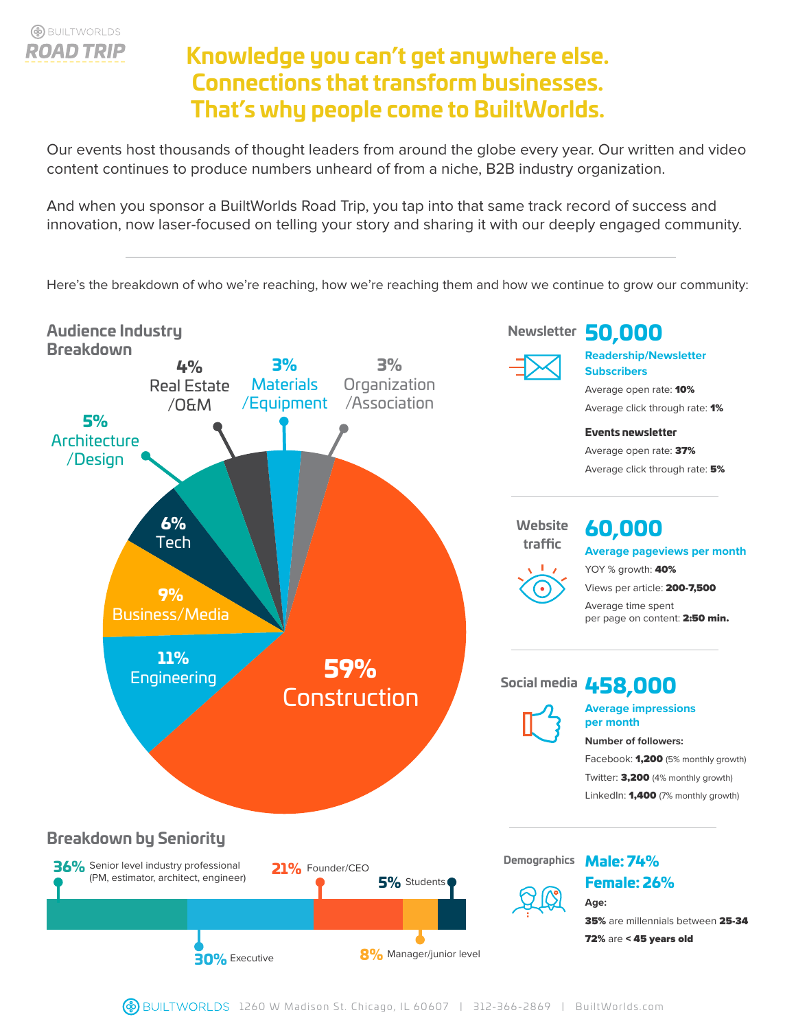BUILTWORLDS ROAD TRIP

# Knowledge you can't get anywhere else. Connections that transform businesses. That's why people come to BuiltWorlds.

Our events host thousands of thought leaders from around the globe every year. Our written and video content continues to produce numbers unheard of from a niche, B2B industry organization.

And when you sponsor a BuiltWorlds Road Trip, you tap into that same track record of success and innovation, now laser-focused on telling your story and sharing it with our deeply engaged community.

---

Here's the breakdown of who we're reaching, how we're reaching them and how we continue to grow our community:

## Audience Industry Breakdown

- **59%** Construction
- **11%** Engineering
- **9%** Business/Media
- **6%** Tech
- **5%** Architecture/Design
- **4%** Real Estate/O&M
- **3%** Materials/Equipment
- **3%** Organization/Association

## Breakdown by Seniority

- **36%** Senior level industry professional (PM, estimator, architect, engineer)
- **30%** Executive
- **21%** Founder/CEO
- **8%** Manager/junior level
- **5%** Students

## Newsletter

**50,000**

**Readership/Newsletter Subscribers**

Average open rate: **10%**

Average click through rate: **1%**

**Events newsletter**

Average open rate: **37%**

Average click through rate: **5%**

## Website traffic

**60,000**

**Average pageviews per month**

YOY % growth: **40%**

Views per article: **200-7,500**

Average time spent per page on content: **2:50 min.**

## Social media

**458,000**

**Average impressions per month**

**Number of followers:**

Facebook: **1,200** (5% monthly growth)

Twitter: **3,200** (4% monthly growth)

LinkedIn: **1,400** (7% monthly growth)

## Demographics

**Male: 74%**

**Female: 26%**

**Age:**

**35%** are millennials between **25-34**

**72%** are **< 45 years old**

BUILTWORLDS 1260 W Madison St. Chicago, IL 60607 | 312-366-2869 | BuiltWorlds.com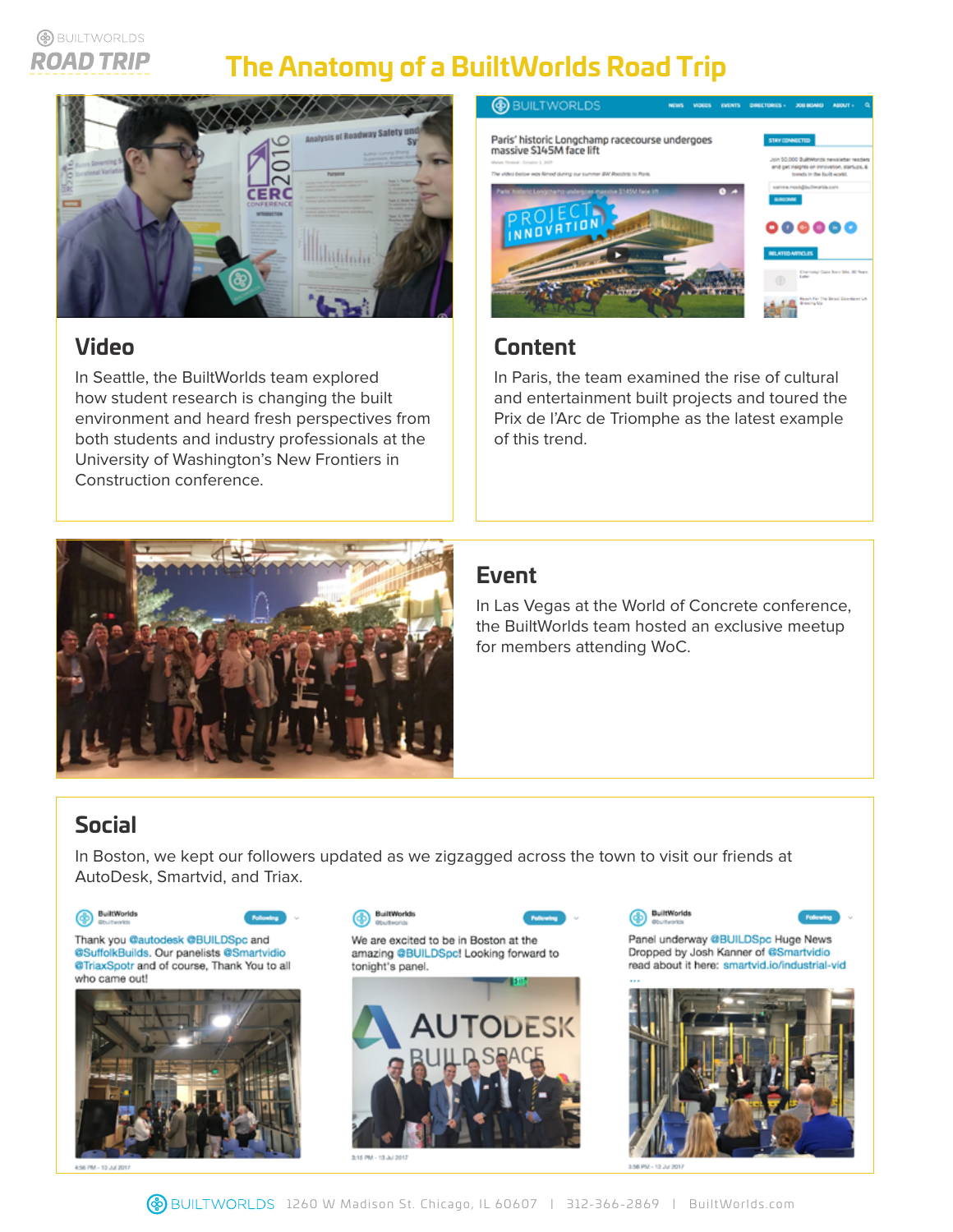# The Anatomy of a BuiltWorlds Road Trip

## Video

In Seattle, the BuiltWorlds team explored how student research is changing the built environment and heard fresh perspectives from both students and industry professionals at the University of Washington's New Frontiers in Construction conference.

## Content

In Paris, the team examined the rise of cultural and entertainment built projects and toured the Prix de l'Arc de Triomphe as the latest example of this trend.

## Event

In Las Vegas at the World of Concrete conference, the BuiltWorlds team hosted an exclusive meetup for members attending WoC.

## Social

In Boston, we kept our followers updated as we zigzagged across the town to visit our friends at AutoDesk, Smartvid, and Triax.

Thank you @autodesk @BUILDSpc and @SuffolkBuilds. Our panelists @Smartvidio @TriaxSpotr and of course, Thank You to all who came out!

We are excited to be in Boston at the amazing @BUILDSpc! Looking forward to tonight's panel.

Panel underway @BUILDSpc Huge News Dropped by Josh Kanner of @Smartvidio read about it here: smartvid.io/industrial-vid ...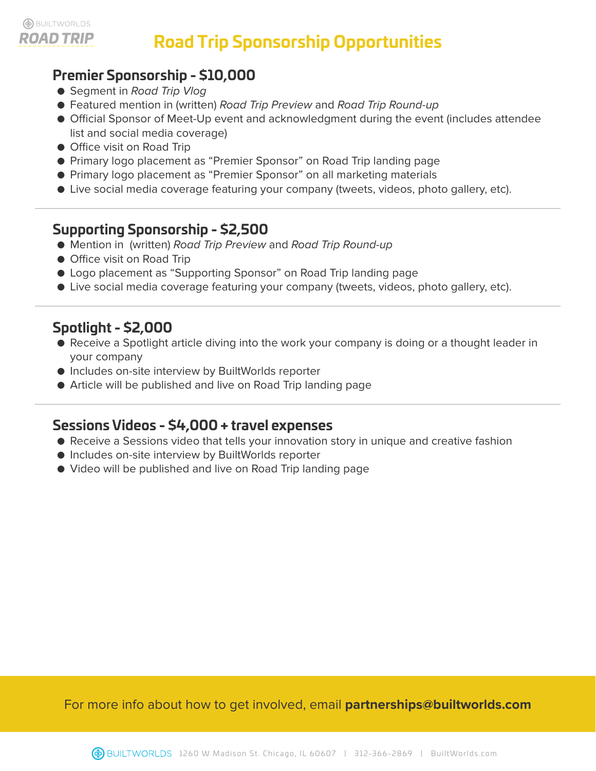BUILTWORLDS
ROAD TRIP

# Road Trip Sponsorship Opportunities

## Premier Sponsorship - $10,000

- Segment in *Road Trip Vlog*
- Featured mention in (written) *Road Trip Preview* and *Road Trip Round-up*
- Official Sponsor of Meet-Up event and acknowledgment during the event (includes attendee list and social media coverage)
- Office visit on Road Trip
- Primary logo placement as “Premier Sponsor” on Road Trip landing page
- Primary logo placement as “Premier Sponsor” on all marketing materials
- Live social media coverage featuring your company (tweets, videos, photo gallery, etc).

---

## Supporting Sponsorship - $2,500

- Mention in (written) *Road Trip Preview* and *Road Trip Round-up*
- Office visit on Road Trip
- Logo placement as “Supporting Sponsor” on Road Trip landing page
- Live social media coverage featuring your company (tweets, videos, photo gallery, etc).

---

## Spotlight - $2,000

- Receive a Spotlight article diving into the work your company is doing or a thought leader in your company
- Includes on-site interview by BuiltWorlds reporter
- Article will be published and live on Road Trip landing page

---

## Sessions Videos - $4,000 + travel expenses

- Receive a Sessions video that tells your innovation story in unique and creative fashion
- Includes on-site interview by BuiltWorlds reporter
- Video will be published and live on Road Trip landing page

For more info about how to get involved, email **partnerships@builtworlds.com**

BUILTWORLDS 1260 W Madison St. Chicago, IL 60607 | 312-366-2869 | BuiltWorlds.com